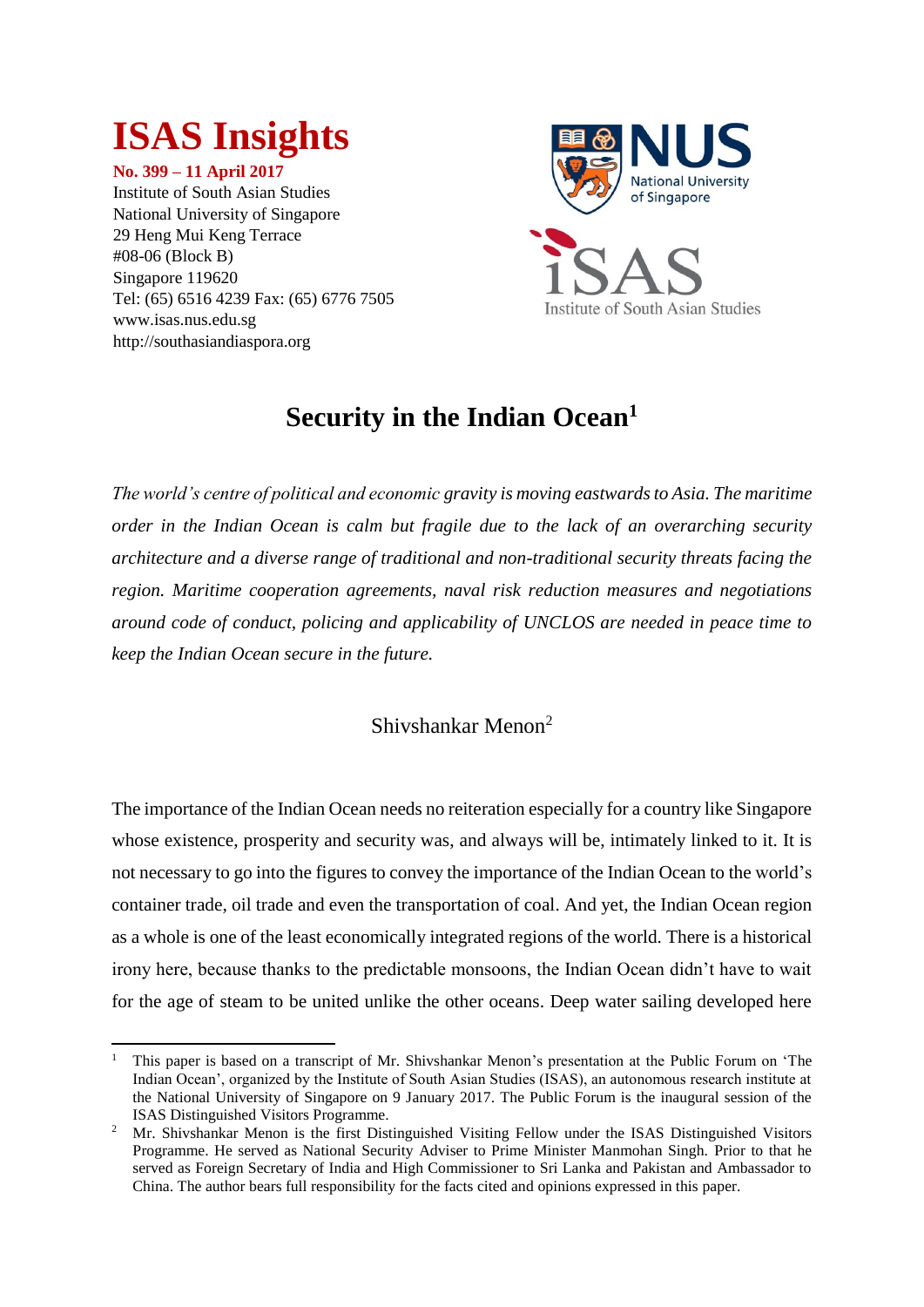# ISAS Insights

**No. 399 – 11 April 2017**
Institute of South Asian Studies
National University of Singapore
29 Heng Mui Keng Terrace
#08-06 (Block B)
Singapore 119620
Tel: (65) 6516 4239 Fax: (65) 6776 7505
www.isas.nus.edu.sg
http://southasiandiaspora.org

## Security in the Indian Ocean[1]

*The world's centre of political and economic gravity is moving eastwards to Asia. The maritime order in the Indian Ocean is calm but fragile due to the lack of an overarching security architecture and a diverse range of traditional and non-traditional security threats facing the region. Maritime cooperation agreements, naval risk reduction measures and negotiations around code of conduct, policing and applicability of UNCLOS are needed in peace time to keep the Indian Ocean secure in the future.*

Shivshankar Menon[2]

The importance of the Indian Ocean needs no reiteration especially for a country like Singapore whose existence, prosperity and security was, and always will be, intimately linked to it. It is not necessary to go into the figures to convey the importance of the Indian Ocean to the world's container trade, oil trade and even the transportation of coal. And yet, the Indian Ocean region as a whole is one of the least economically integrated regions of the world. There is a historical irony here, because thanks to the predictable monsoons, the Indian Ocean didn't have to wait for the age of steam to be united unlike the other oceans. Deep water sailing developed here

---

[1] This paper is based on a transcript of Mr. Shivshankar Menon's presentation at the Public Forum on 'The Indian Ocean', organized by the Institute of South Asian Studies (ISAS), an autonomous research institute at the National University of Singapore on 9 January 2017. The Public Forum is the inaugural session of the ISAS Distinguished Visitors Programme.

[2] Mr. Shivshankar Menon is the first Distinguished Visiting Fellow under the ISAS Distinguished Visitors Programme. He served as National Security Adviser to Prime Minister Manmohan Singh. Prior to that he served as Foreign Secretary of India and High Commissioner to Sri Lanka and Pakistan and Ambassador to China. The author bears full responsibility for the facts cited and opinions expressed in this paper.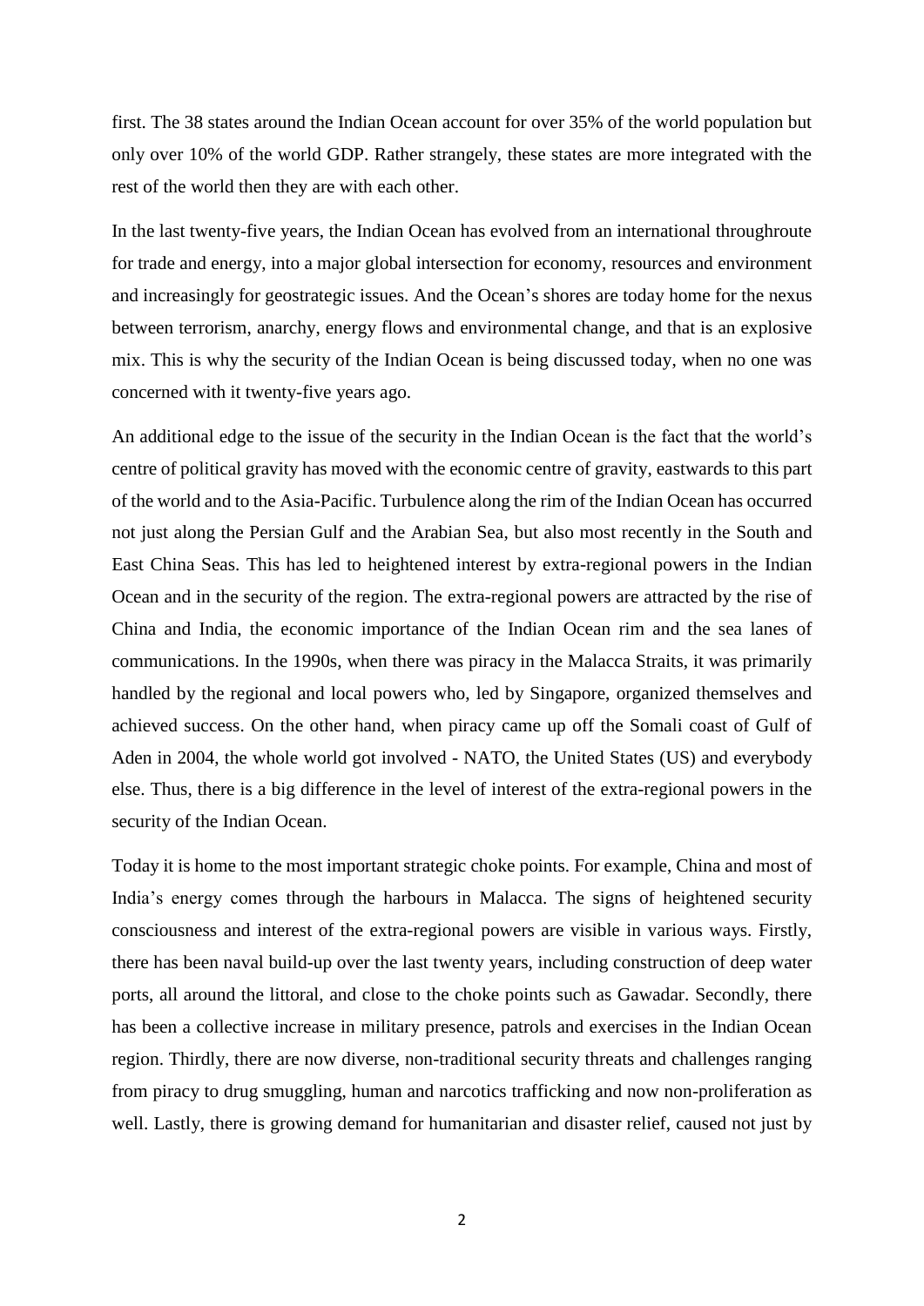first. The 38 states around the Indian Ocean account for over 35% of the world population but only over 10% of the world GDP. Rather strangely, these states are more integrated with the rest of the world then they are with each other.

In the last twenty-five years, the Indian Ocean has evolved from an international throughroute for trade and energy, into a major global intersection for economy, resources and environment and increasingly for geostrategic issues. And the Ocean's shores are today home for the nexus between terrorism, anarchy, energy flows and environmental change, and that is an explosive mix. This is why the security of the Indian Ocean is being discussed today, when no one was concerned with it twenty-five years ago.

An additional edge to the issue of the security in the Indian Ocean is the fact that the world's centre of political gravity has moved with the economic centre of gravity, eastwards to this part of the world and to the Asia-Pacific. Turbulence along the rim of the Indian Ocean has occurred not just along the Persian Gulf and the Arabian Sea, but also most recently in the South and East China Seas. This has led to heightened interest by extra-regional powers in the Indian Ocean and in the security of the region. The extra-regional powers are attracted by the rise of China and India, the economic importance of the Indian Ocean rim and the sea lanes of communications. In the 1990s, when there was piracy in the Malacca Straits, it was primarily handled by the regional and local powers who, led by Singapore, organized themselves and achieved success. On the other hand, when piracy came up off the Somali coast of Gulf of Aden in 2004, the whole world got involved - NATO, the United States (US) and everybody else. Thus, there is a big difference in the level of interest of the extra-regional powers in the security of the Indian Ocean.

Today it is home to the most important strategic choke points. For example, China and most of India's energy comes through the harbours in Malacca. The signs of heightened security consciousness and interest of the extra-regional powers are visible in various ways. Firstly, there has been naval build-up over the last twenty years, including construction of deep water ports, all around the littoral, and close to the choke points such as Gawadar. Secondly, there has been a collective increase in military presence, patrols and exercises in the Indian Ocean region. Thirdly, there are now diverse, non-traditional security threats and challenges ranging from piracy to drug smuggling, human and narcotics trafficking and now non-proliferation as well. Lastly, there is growing demand for humanitarian and disaster relief, caused not just by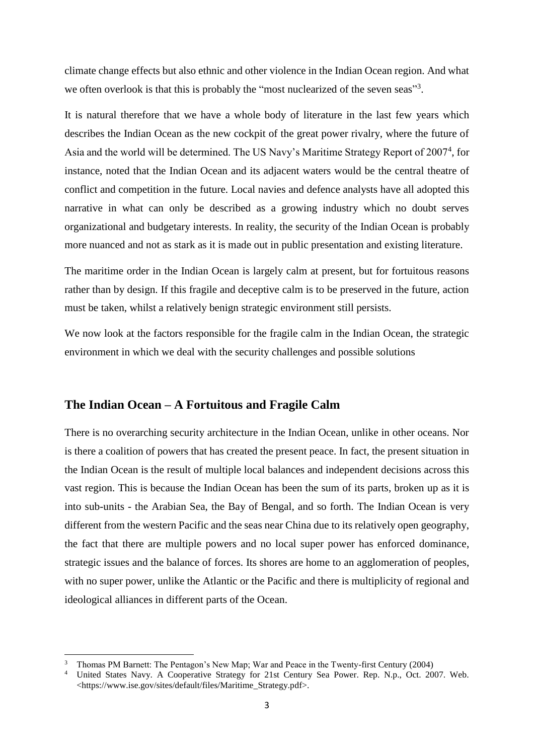climate change effects but also ethnic and other violence in the Indian Ocean region. And what we often overlook is that this is probably the "most nuclearized of the seven seas"[3].

It is natural therefore that we have a whole body of literature in the last few years which describes the Indian Ocean as the new cockpit of the great power rivalry, where the future of Asia and the world will be determined. The US Navy's Maritime Strategy Report of 2007[4], for instance, noted that the Indian Ocean and its adjacent waters would be the central theatre of conflict and competition in the future. Local navies and defence analysts have all adopted this narrative in what can only be described as a growing industry which no doubt serves organizational and budgetary interests. In reality, the security of the Indian Ocean is probably more nuanced and not as stark as it is made out in public presentation and existing literature.

The maritime order in the Indian Ocean is largely calm at present, but for fortuitous reasons rather than by design. If this fragile and deceptive calm is to be preserved in the future, action must be taken, whilst a relatively benign strategic environment still persists.

We now look at the factors responsible for the fragile calm in the Indian Ocean, the strategic environment in which we deal with the security challenges and possible solutions

## The Indian Ocean – A Fortuitous and Fragile Calm

There is no overarching security architecture in the Indian Ocean, unlike in other oceans. Nor is there a coalition of powers that has created the present peace. In fact, the present situation in the Indian Ocean is the result of multiple local balances and independent decisions across this vast region. This is because the Indian Ocean has been the sum of its parts, broken up as it is into sub-units - the Arabian Sea, the Bay of Bengal, and so forth. The Indian Ocean is very different from the western Pacific and the seas near China due to its relatively open geography, the fact that there are multiple powers and no local super power has enforced dominance, strategic issues and the balance of forces. Its shores are home to an agglomeration of peoples, with no super power, unlike the Atlantic or the Pacific and there is multiplicity of regional and ideological alliances in different parts of the Ocean.

---

[3] Thomas PM Barnett: The Pentagon's New Map; War and Peace in the Twenty-first Century (2004)

[4] United States Navy. A Cooperative Strategy for 21st Century Sea Power. Rep. N.p., Oct. 2007. Web. <https://www.ise.gov/sites/default/files/Maritime_Strategy.pdf>.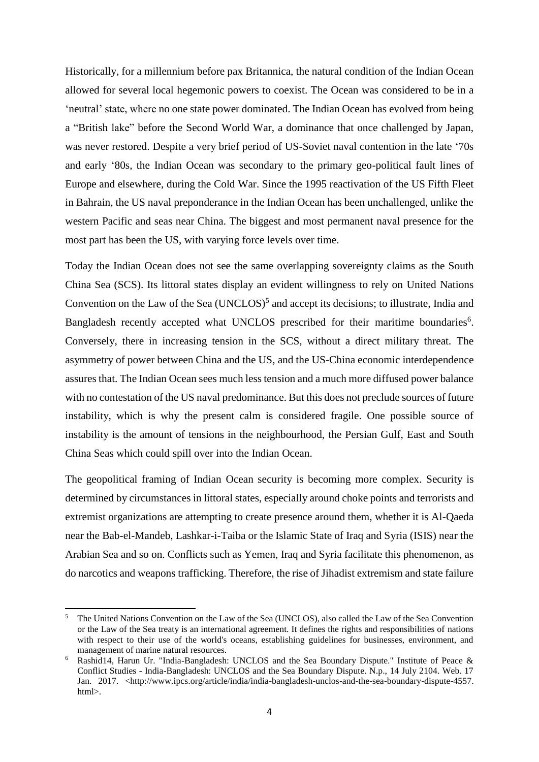Historically, for a millennium before pax Britannica, the natural condition of the Indian Ocean allowed for several local hegemonic powers to coexist. The Ocean was considered to be in a 'neutral' state, where no one state power dominated. The Indian Ocean has evolved from being a "British lake" before the Second World War, a dominance that once challenged by Japan, was never restored. Despite a very brief period of US-Soviet naval contention in the late '70s and early '80s, the Indian Ocean was secondary to the primary geo-political fault lines of Europe and elsewhere, during the Cold War. Since the 1995 reactivation of the US Fifth Fleet in Bahrain, the US naval preponderance in the Indian Ocean has been unchallenged, unlike the western Pacific and seas near China. The biggest and most permanent naval presence for the most part has been the US, with varying force levels over time.

Today the Indian Ocean does not see the same overlapping sovereignty claims as the South China Sea (SCS). Its littoral states display an evident willingness to rely on United Nations Convention on the Law of the Sea (UNCLOS)[5] and accept its decisions; to illustrate, India and Bangladesh recently accepted what UNCLOS prescribed for their maritime boundaries[6]. Conversely, there in increasing tension in the SCS, without a direct military threat. The asymmetry of power between China and the US, and the US-China economic interdependence assures that. The Indian Ocean sees much less tension and a much more diffused power balance with no contestation of the US naval predominance. But this does not preclude sources of future instability, which is why the present calm is considered fragile. One possible source of instability is the amount of tensions in the neighbourhood, the Persian Gulf, East and South China Seas which could spill over into the Indian Ocean.

The geopolitical framing of Indian Ocean security is becoming more complex. Security is determined by circumstances in littoral states, especially around choke points and terrorists and extremist organizations are attempting to create presence around them, whether it is Al-Qaeda near the Bab-el-Mandeb, Lashkar-i-Taiba or the Islamic State of Iraq and Syria (ISIS) near the Arabian Sea and so on. Conflicts such as Yemen, Iraq and Syria facilitate this phenomenon, as do narcotics and weapons trafficking. Therefore, the rise of Jihadist extremism and state failure

---

[5] The United Nations Convention on the Law of the Sea (UNCLOS), also called the Law of the Sea Convention or the Law of the Sea treaty is an international agreement. It defines the rights and responsibilities of nations with respect to their use of the world's oceans, establishing guidelines for businesses, environment, and management of marine natural resources.

[6] Rashid14, Harun Ur. "India-Bangladesh: UNCLOS and the Sea Boundary Dispute." Institute of Peace & Conflict Studies - India-Bangladesh: UNCLOS and the Sea Boundary Dispute. N.p., 14 July 2104. Web. 17 Jan. 2017. <http://www.ipcs.org/article/india/india-bangladesh-unclos-and-the-sea-boundary-dispute-4557.html>.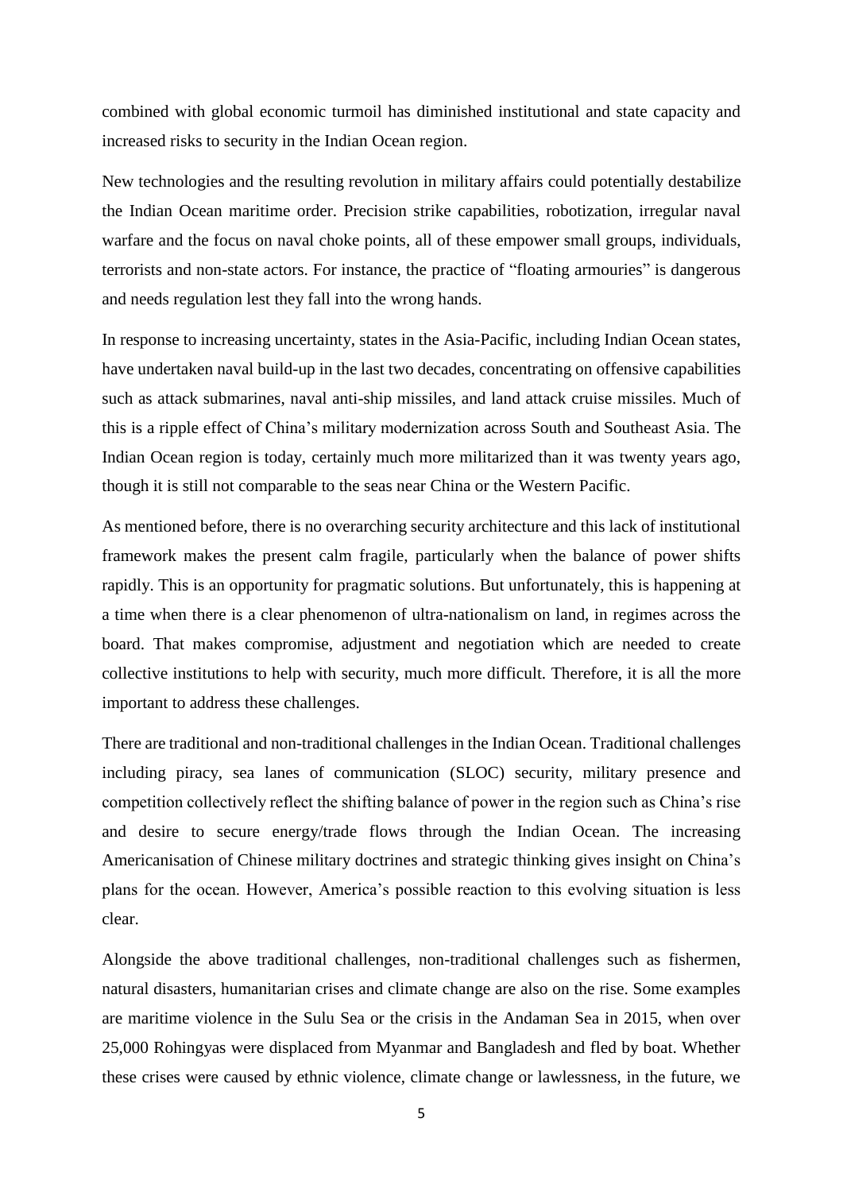combined with global economic turmoil has diminished institutional and state capacity and increased risks to security in the Indian Ocean region.

New technologies and the resulting revolution in military affairs could potentially destabilize the Indian Ocean maritime order. Precision strike capabilities, robotization, irregular naval warfare and the focus on naval choke points, all of these empower small groups, individuals, terrorists and non-state actors. For instance, the practice of "floating armouries" is dangerous and needs regulation lest they fall into the wrong hands.

In response to increasing uncertainty, states in the Asia-Pacific, including Indian Ocean states, have undertaken naval build-up in the last two decades, concentrating on offensive capabilities such as attack submarines, naval anti-ship missiles, and land attack cruise missiles. Much of this is a ripple effect of China's military modernization across South and Southeast Asia. The Indian Ocean region is today, certainly much more militarized than it was twenty years ago, though it is still not comparable to the seas near China or the Western Pacific.

As mentioned before, there is no overarching security architecture and this lack of institutional framework makes the present calm fragile, particularly when the balance of power shifts rapidly. This is an opportunity for pragmatic solutions. But unfortunately, this is happening at a time when there is a clear phenomenon of ultra-nationalism on land, in regimes across the board. That makes compromise, adjustment and negotiation which are needed to create collective institutions to help with security, much more difficult. Therefore, it is all the more important to address these challenges.

There are traditional and non-traditional challenges in the Indian Ocean. Traditional challenges including piracy, sea lanes of communication (SLOC) security, military presence and competition collectively reflect the shifting balance of power in the region such as China's rise and desire to secure energy/trade flows through the Indian Ocean. The increasing Americanisation of Chinese military doctrines and strategic thinking gives insight on China's plans for the ocean. However, America's possible reaction to this evolving situation is less clear.

Alongside the above traditional challenges, non-traditional challenges such as fishermen, natural disasters, humanitarian crises and climate change are also on the rise. Some examples are maritime violence in the Sulu Sea or the crisis in the Andaman Sea in 2015, when over 25,000 Rohingyas were displaced from Myanmar and Bangladesh and fled by boat. Whether these crises were caused by ethnic violence, climate change or lawlessness, in the future, we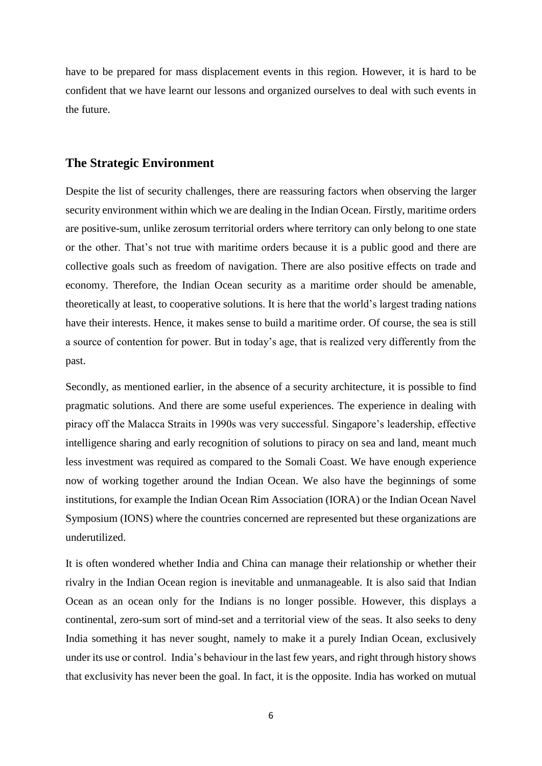have to be prepared for mass displacement events in this region. However, it is hard to be confident that we have learnt our lessons and organized ourselves to deal with such events in the future.

## The Strategic Environment

Despite the list of security challenges, there are reassuring factors when observing the larger security environment within which we are dealing in the Indian Ocean. Firstly, maritime orders are positive-sum, unlike zerosum territorial orders where territory can only belong to one state or the other. That's not true with maritime orders because it is a public good and there are collective goals such as freedom of navigation. There are also positive effects on trade and economy. Therefore, the Indian Ocean security as a maritime order should be amenable, theoretically at least, to cooperative solutions. It is here that the world's largest trading nations have their interests. Hence, it makes sense to build a maritime order. Of course, the sea is still a source of contention for power. But in today's age, that is realized very differently from the past.

Secondly, as mentioned earlier, in the absence of a security architecture, it is possible to find pragmatic solutions. And there are some useful experiences. The experience in dealing with piracy off the Malacca Straits in 1990s was very successful. Singapore's leadership, effective intelligence sharing and early recognition of solutions to piracy on sea and land, meant much less investment was required as compared to the Somali Coast. We have enough experience now of working together around the Indian Ocean. We also have the beginnings of some institutions, for example the Indian Ocean Rim Association (IORA) or the Indian Ocean Navel Symposium (IONS) where the countries concerned are represented but these organizations are underutilized.

It is often wondered whether India and China can manage their relationship or whether their rivalry in the Indian Ocean region is inevitable and unmanageable. It is also said that Indian Ocean as an ocean only for the Indians is no longer possible. However, this displays a continental, zero-sum sort of mind-set and a territorial view of the seas. It also seeks to deny India something it has never sought, namely to make it a purely Indian Ocean, exclusively under its use or control. India's behaviour in the last few years, and right through history shows that exclusivity has never been the goal. In fact, it is the opposite. India has worked on mutual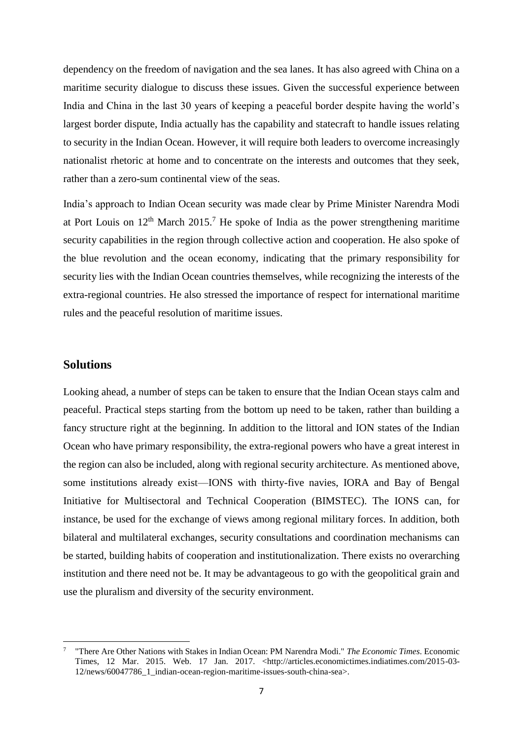dependency on the freedom of navigation and the sea lanes. It has also agreed with China on a maritime security dialogue to discuss these issues. Given the successful experience between India and China in the last 30 years of keeping a peaceful border despite having the world's largest border dispute, India actually has the capability and statecraft to handle issues relating to security in the Indian Ocean. However, it will require both leaders to overcome increasingly nationalist rhetoric at home and to concentrate on the interests and outcomes that they seek, rather than a zero-sum continental view of the seas.

India's approach to Indian Ocean security was made clear by Prime Minister Narendra Modi at Port Louis on 12th March 2015.[7] He spoke of India as the power strengthening maritime security capabilities in the region through collective action and cooperation. He also spoke of the blue revolution and the ocean economy, indicating that the primary responsibility for security lies with the Indian Ocean countries themselves, while recognizing the interests of the extra-regional countries. He also stressed the importance of respect for international maritime rules and the peaceful resolution of maritime issues.

## Solutions

Looking ahead, a number of steps can be taken to ensure that the Indian Ocean stays calm and peaceful. Practical steps starting from the bottom up need to be taken, rather than building a fancy structure right at the beginning. In addition to the littoral and ION states of the Indian Ocean who have primary responsibility, the extra-regional powers who have a great interest in the region can also be included, along with regional security architecture. As mentioned above, some institutions already exist—IONS with thirty-five navies, IORA and Bay of Bengal Initiative for Multisectoral and Technical Cooperation (BIMSTEC). The IONS can, for instance, be used for the exchange of views among regional military forces. In addition, both bilateral and multilateral exchanges, security consultations and coordination mechanisms can be started, building habits of cooperation and institutionalization. There exists no overarching institution and there need not be. It may be advantageous to go with the geopolitical grain and use the pluralism and diversity of the security environment.

---

[7] "There Are Other Nations with Stakes in Indian Ocean: PM Narendra Modi." *The Economic Times*. Economic Times, 12 Mar. 2015. Web. 17 Jan. 2017. <http://articles.economictimes.indiatimes.com/2015-03-12/news/60047786_1_indian-ocean-region-maritime-issues-south-china-sea>.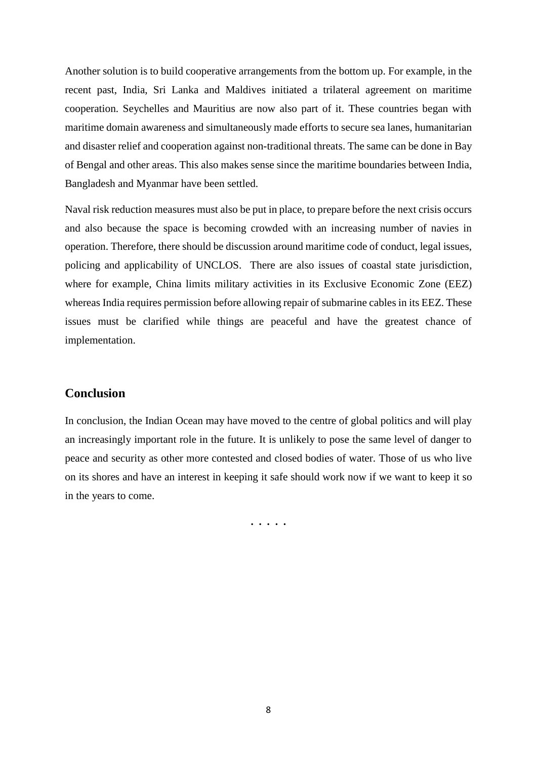Another solution is to build cooperative arrangements from the bottom up. For example, in the recent past, India, Sri Lanka and Maldives initiated a trilateral agreement on maritime cooperation. Seychelles and Mauritius are now also part of it. These countries began with maritime domain awareness and simultaneously made efforts to secure sea lanes, humanitarian and disaster relief and cooperation against non-traditional threats. The same can be done in Bay of Bengal and other areas. This also makes sense since the maritime boundaries between India, Bangladesh and Myanmar have been settled.

Naval risk reduction measures must also be put in place, to prepare before the next crisis occurs and also because the space is becoming crowded with an increasing number of navies in operation. Therefore, there should be discussion around maritime code of conduct, legal issues, policing and applicability of UNCLOS. There are also issues of coastal state jurisdiction, where for example, China limits military activities in its Exclusive Economic Zone (EEZ) whereas India requires permission before allowing repair of submarine cables in its EEZ. These issues must be clarified while things are peaceful and have the greatest chance of implementation.

## Conclusion

In conclusion, the Indian Ocean may have moved to the centre of global politics and will play an increasingly important role in the future. It is unlikely to pose the same level of danger to peace and security as other more contested and closed bodies of water. Those of us who live on its shores and have an interest in keeping it safe should work now if we want to keep it so in the years to come.

. . . . .